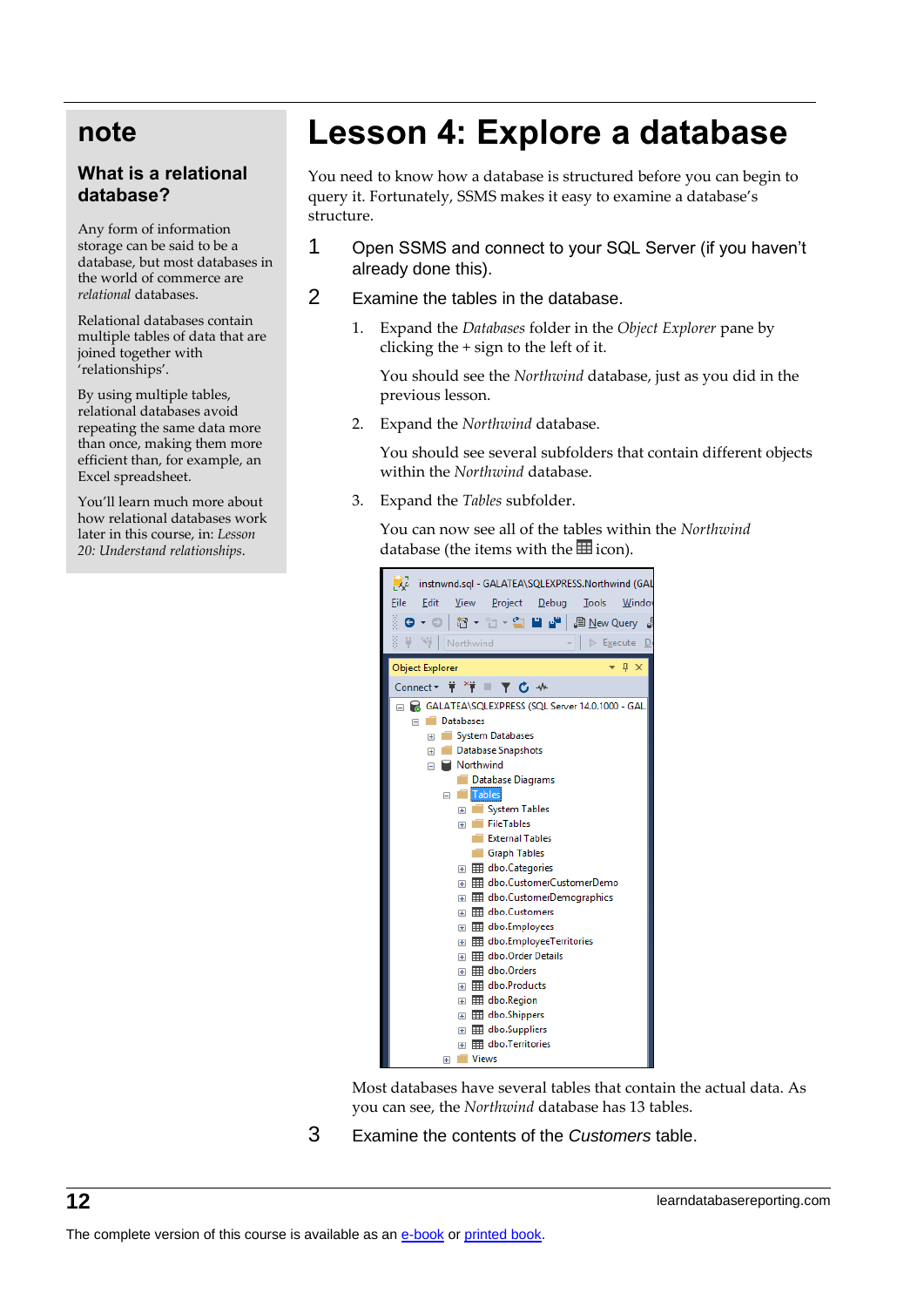# Lesson 4: Explore a database

You need to know how a database is structured before you can begin to query it. Fortunately, SSMS makes it easy to examine a database's structure.

1. Open SSMS and connect to your SQL Server (if you haven't already done this).

2. Examine the tables in the database.

   1. Expand the *Databases* folder in the *Object Explorer* pane by clicking the + sign to the left of it.

      You should see the *Northwind* database, just as you did in the previous lesson.

   2. Expand the *Northwind* database.

      You should see several subfolders that contain different objects within the *Northwind* database.

   3. Expand the *Tables* subfolder.

      You can now see all of the tables within the *Northwind* database (the items with the icon).

   Most databases have several tables that contain the actual data. As you can see, the *Northwind* database has 13 tables.

3. Examine the contents of the *Customers* table.

## note

### What is a relational database?

Any form of information storage can be said to be a database, but most databases in the world of commerce are *relational* databases.

Relational databases contain multiple tables of data that are joined together with 'relationships'.

By using multiple tables, relational databases avoid repeating the same data more than once, making them more efficient than, for example, an Excel spreadsheet.

You'll learn much more about how relational databases work later in this course, in: *Lesson 20: Understand relationships*.

The complete version of this course is available as an e-book or printed book.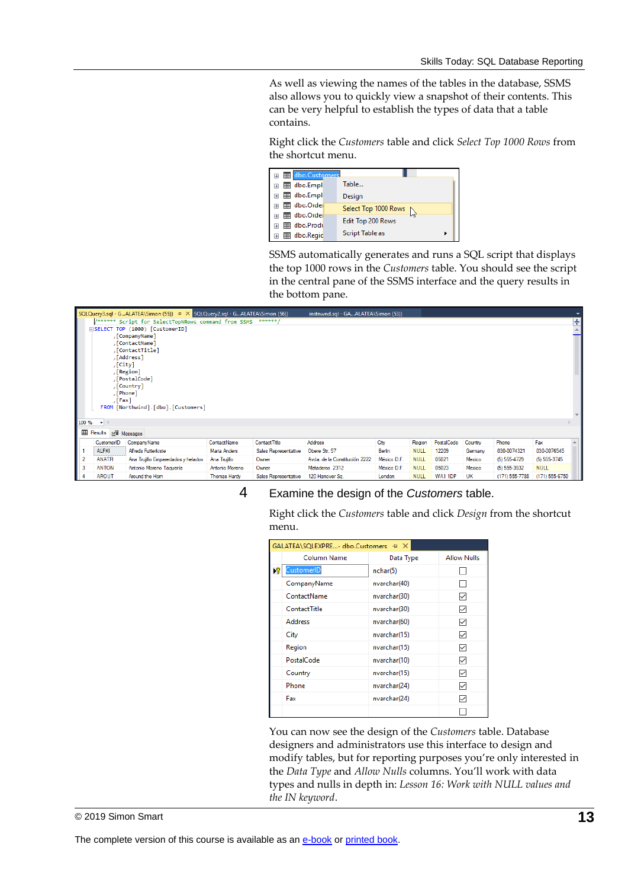As well as viewing the names of the tables in the database, SSMS also allows you to quickly view a snapshot of their contents. This can be very helpful to establish the types of data that a table contains.

Right click the *Customers* table and click *Select Top 1000 Rows* from the shortcut menu.

SSMS automatically generates and runs a SQL script that displays the top 1000 rows in the *Customers* table. You should see the script in the central pane of the SSMS interface and the query results in the bottom pane.

## 4 Examine the design of the *Customers* table.

Right click the *Customers* table and click *Design* from the shortcut menu.

You can now see the design of the *Customers* table. Database designers and administrators use this interface to design and modify tables, but for reporting purposes you're only interested in the *Data Type* and *Allow Nulls* columns. You'll work with data types and nulls in depth in: *Lesson 16: Work with NULL values and the IN keyword*.

© 2019 Simon Smart

The complete version of this course is available as an e-book or printed book.